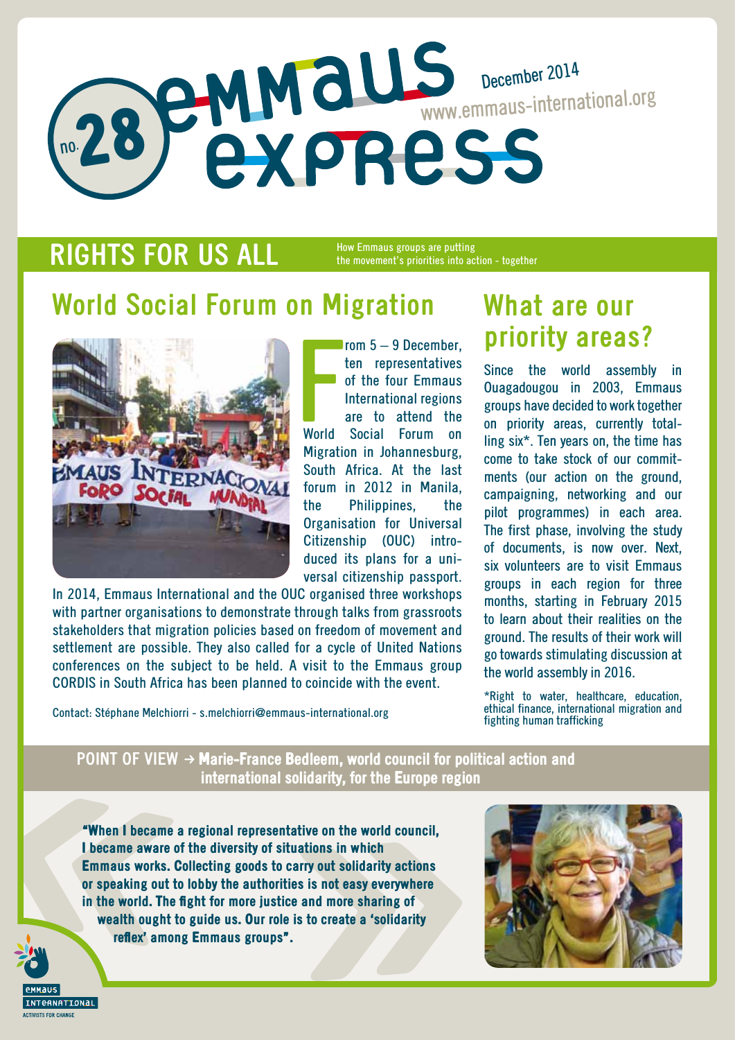# Emmaus Express

no. 28

December 2014

www.emmaus-international.org

## RIGHTS FOR US ALL

How Emmaus groups are putting the movement's priorities into action - together

## World Social Forum on Migration

From 5 – 9 December, ten representatives of the four Emmaus International regions are to attend the World Social Forum on Migration in Johannesburg, South Africa. At the last forum in 2012 in Manila, the Philippines, the Organisation for Universal Citizenship (OUC) introduced its plans for a universal citizenship passport. In 2014, Emmaus International and the OUC organised three workshops with partner organisations to demonstrate through talks from grassroots stakeholders that migration policies based on freedom of movement and settlement are possible. They also called for a cycle of United Nations conferences on the subject to be held. A visit to the Emmaus group CORDIS in South Africa has been planned to coincide with the event.

Contact: Stéphane Melchiorri - s.melchiorri@emmaus-international.org

## What are our priority areas?

Since the world assembly in Ouagadougou in 2003, Emmaus groups have decided to work together on priority areas, currently totalling six*. Ten years on, the time has come to take stock of our commitments (our action on the ground, campaigning, networking and our pilot programmes) in each area. The first phase, involving the study of documents, is now over. Next, six volunteers are to visit Emmaus groups in each region for three months, starting in February 2015 to learn about their realities on the ground. The results of their work will go towards stimulating discussion at the world assembly in 2016.

*Right to water, healthcare, education, ethical finance, international migration and fighting human trafficking

## POINT OF VIEW → Marie-France Bedleem, world council for political action and international solidarity, for the Europe region

**"When I became a regional representative on the world council, I became aware of the diversity of situations in which Emmaus works. Collecting goods to carry out solidarity actions or speaking out to lobby the authorities is not easy everywhere in the world. The fight for more justice and more sharing of wealth ought to guide us. Our role is to create a 'solidarity reflex' among Emmaus groups".**

Emmaus International
ACTIVISTS FOR CHANGE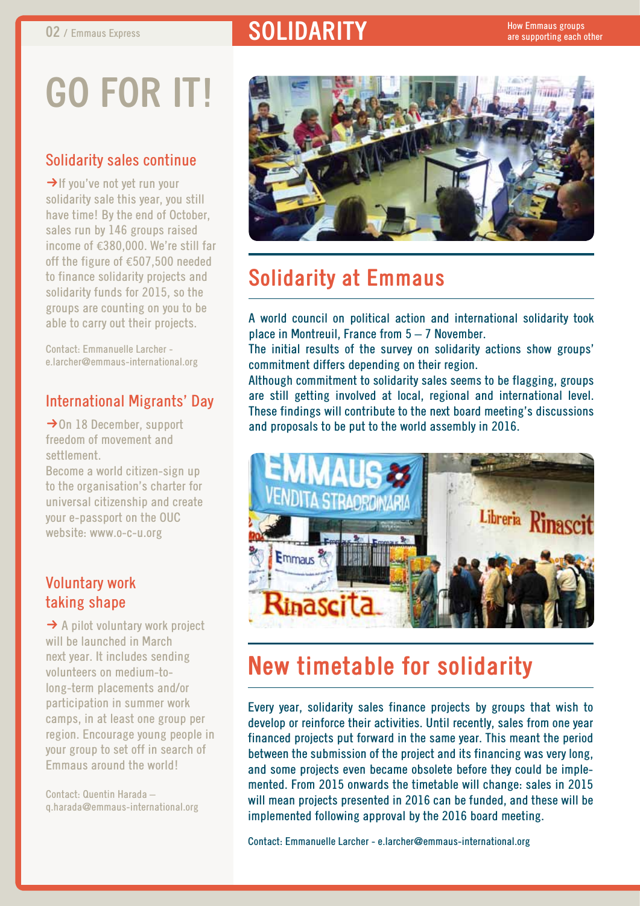# SOLIDARITY

How Emmaus groups are supporting each other

# GO FOR IT!

## Solidarity sales continue

→ If you've not yet run your solidarity sale this year, you still have time! By the end of October, sales run by 146 groups raised income of €380,000. We're still far off the figure of €507,500 needed to finance solidarity projects and solidarity funds for 2015, so the groups are counting on you to be able to carry out their projects.

Contact: Emmanuelle Larcher - e.larcher@emmaus-international.org

## International Migrants' Day

→ On 18 December, support freedom of movement and settlement.

Become a world citizen-sign up to the organisation's charter for universal citizenship and create your e-passport on the OUC website: www.o-c-u.org

## Voluntary work taking shape

→ A pilot voluntary work project will be launched in March next year. It includes sending volunteers on medium-to-long-term placements and/or participation in summer work camps, in at least one group per region. Encourage young people in your group to set off in search of Emmaus around the world!

Contact: Quentin Harada – q.harada@emmaus-international.org

## Solidarity at Emmaus

A world council on political action and international solidarity took place in Montreuil, France from 5 – 7 November.

The initial results of the survey on solidarity actions show groups' commitment differs depending on their region.

Although commitment to solidarity sales seems to be flagging, groups are still getting involved at local, regional and international level. These findings will contribute to the next board meeting's discussions and proposals to be put to the world assembly in 2016.

## New timetable for solidarity

Every year, solidarity sales finance projects by groups that wish to develop or reinforce their activities. Until recently, sales from one year financed projects put forward in the same year. This meant the period between the submission of the project and its financing was very long, and some projects even became obsolete before they could be implemented. From 2015 onwards the timetable will change: sales in 2015 will mean projects presented in 2016 can be funded, and these will be implemented following approval by the 2016 board meeting.

Contact: Emmanuelle Larcher - e.larcher@emmaus-international.org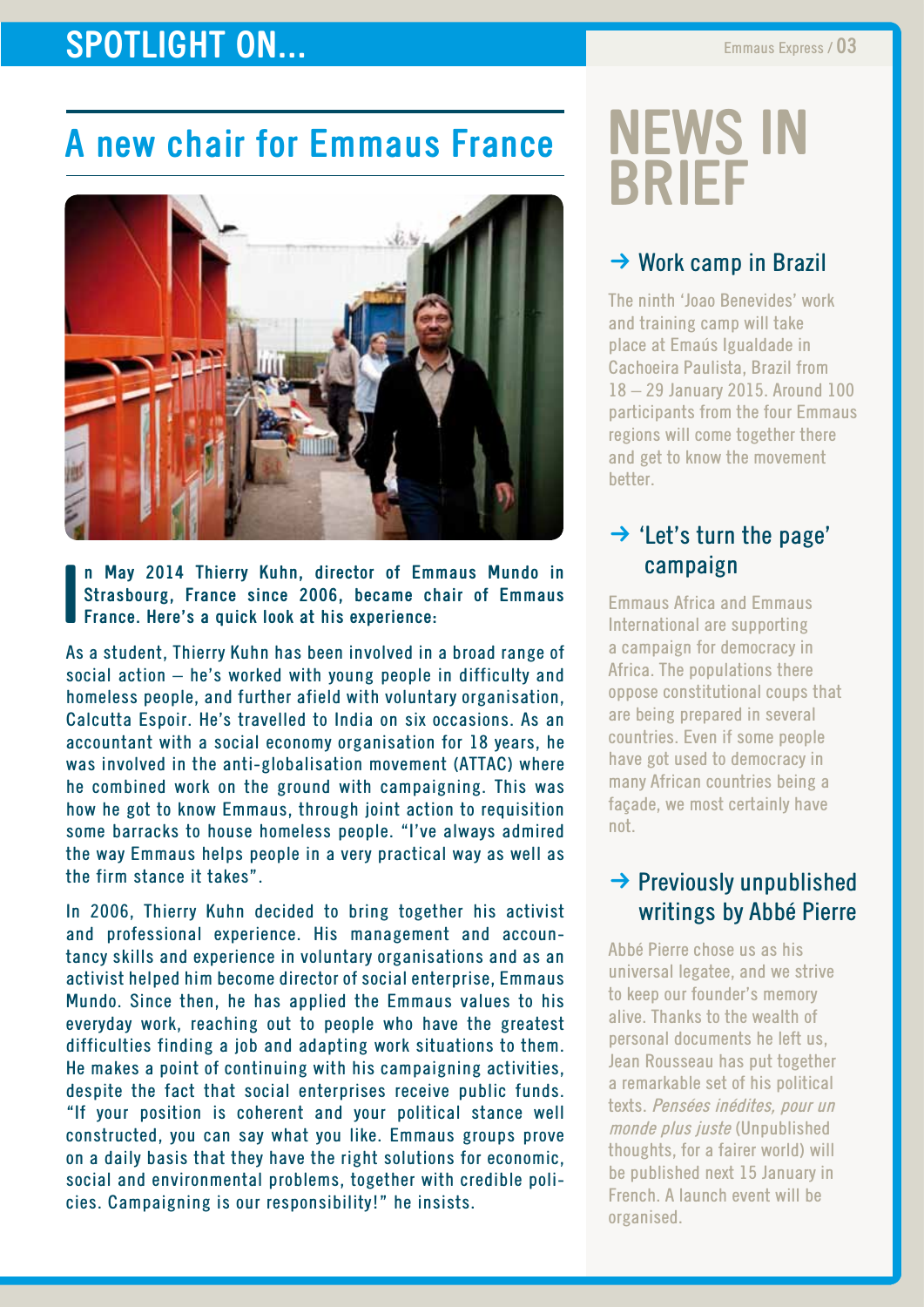## SPOTLIGHT ON...

# A new chair for Emmaus France

**In May 2014 Thierry Kuhn, director of Emmaus Mundo in Strasbourg, France since 2006, became chair of Emmaus France. Here's a quick look at his experience:**

As a student, Thierry Kuhn has been involved in a broad range of social action – he's worked with young people in difficulty and homeless people, and further afield with voluntary organisation, Calcutta Espoir. He's travelled to India on six occasions. As an accountant with a social economy organisation for 18 years, he was involved in the anti-globalisation movement (ATTAC) where he combined work on the ground with campaigning. This was how he got to know Emmaus, through joint action to requisition some barracks to house homeless people. "I've always admired the way Emmaus helps people in a very practical way as well as the firm stance it takes".

In 2006, Thierry Kuhn decided to bring together his activist and professional experience. His management and accountancy skills and experience in voluntary organisations and as an activist helped him become director of social enterprise, Emmaus Mundo. Since then, he has applied the Emmaus values to his everyday work, reaching out to people who have the greatest difficulties finding a job and adapting work situations to them. He makes a point of continuing with his campaigning activities, despite the fact that social enterprises receive public funds. "If your position is coherent and your political stance well constructed, you can say what you like. Emmaus groups prove on a daily basis that they have the right solutions for economic, social and environmental problems, together with credible policies. Campaigning is our responsibility!" he insists.

# NEWS IN BRIEF

### → Work camp in Brazil

The ninth 'Joao Benevides' work and training camp will take place at Emaús Igualdade in Cachoeira Paulista, Brazil from 18 – 29 January 2015. Around 100 participants from the four Emmaus regions will come together there and get to know the movement better.

### → 'Let's turn the page' campaign

Emmaus Africa and Emmaus International are supporting a campaign for democracy in Africa. The populations there oppose constitutional coups that are being prepared in several countries. Even if some people have got used to democracy in many African countries being a façade, we most certainly have not.

### → Previously unpublished writings by Abbé Pierre

Abbé Pierre chose us as his universal legatee, and we strive to keep our founder's memory alive. Thanks to the wealth of personal documents he left us, Jean Rousseau has put together a remarkable set of his political texts. *Pensées inédites, pour un monde plus juste* (Unpublished thoughts, for a fairer world) will be published next 15 January in French. A launch event will be organised.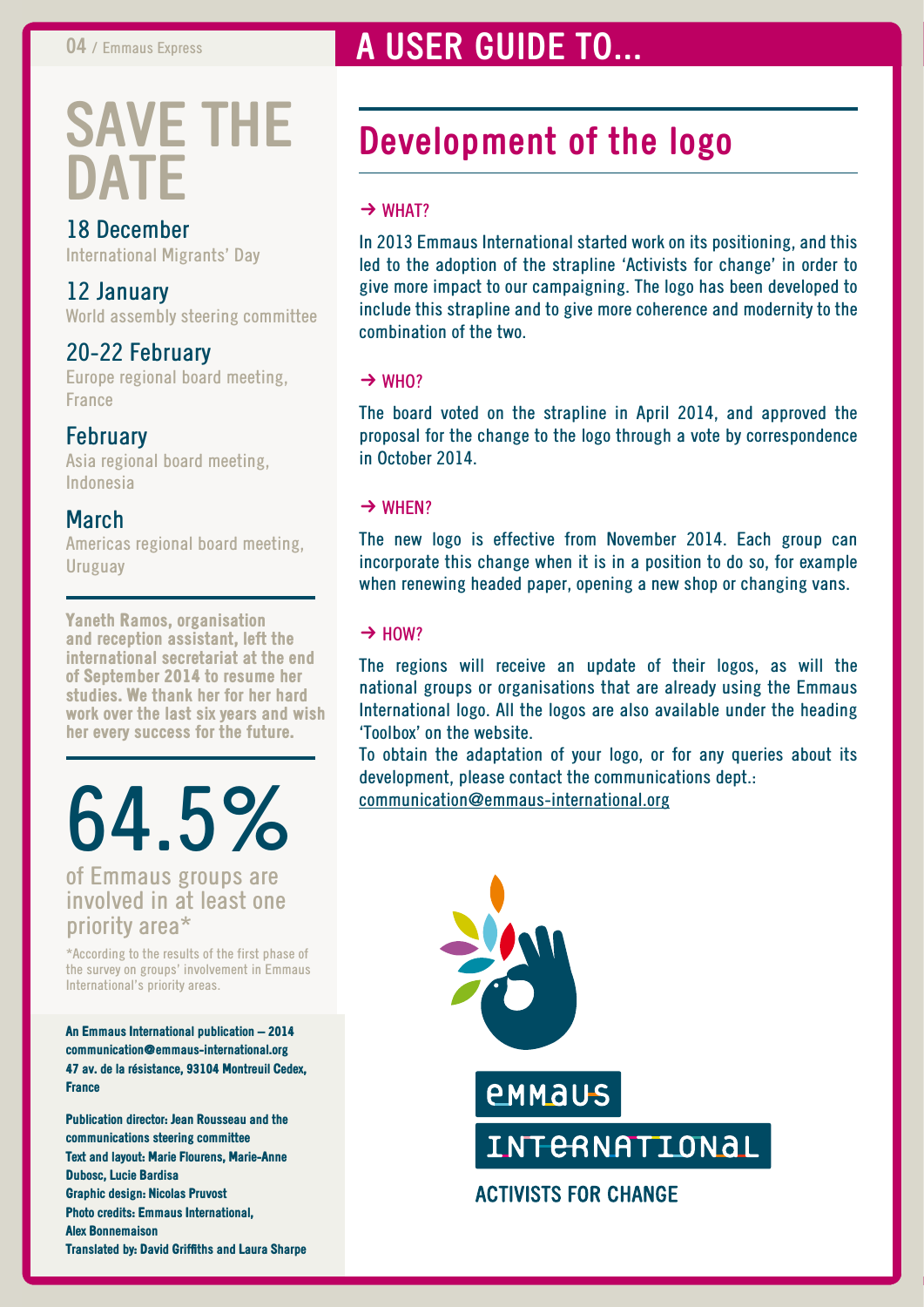# SAVE THE DATE

**18 December**
International Migrants' Day

**12 January**
World assembly steering committee

**20-22 February**
Europe regional board meeting, France

**February**
Asia regional board meeting, Indonesia

**March**
Americas regional board meeting, Uruguay

**Yaneth Ramos, organisation and reception assistant, left the international secretariat at the end of September 2014 to resume her studies. We thank her for her hard work over the last six years and wish her every success for the future.**

# 64.5%

of Emmaus groups are involved in at least one priority area*

*According to the results of the first phase of the survey on groups' involvement in Emmaus International's priority areas.

**An Emmaus International publication – 2014**
**communication@emmaus-international.org**
**47 av. de la résistance, 93104 Montreuil Cedex, France**

**Publication director: Jean Rousseau and the communications steering committee**
**Text and layout: Marie Flourens, Marie-Anne Dubosc, Lucie Bardisa**
**Graphic design: Nicolas Pruvost**
**Photo credits: Emmaus International, Alex Bonnemaison**
**Translated by: David Griffiths and Laura Sharpe**

# A USER GUIDE TO...

## Development of the logo

### → WHAT?

In 2013 Emmaus International started work on its positioning, and this led to the adoption of the strapline 'Activists for change' in order to give more impact to our campaigning. The logo has been developed to include this strapline and to give more coherence and modernity to the combination of the two.

### → WHO?

The board voted on the strapline in April 2014, and approved the proposal for the change to the logo through a vote by correspondence in October 2014.

### → WHEN?

The new logo is effective from November 2014. Each group can incorporate this change when it is in a position to do so, for example when renewing headed paper, opening a new shop or changing vans.

### → HOW?

The regions will receive an update of their logos, as will the national groups or organisations that are already using the Emmaus International logo. All the logos are also available under the heading 'Toolbox' on the website.

To obtain the adaptation of your logo, or for any queries about its development, please contact the communications dept.: communication@emmaus-international.org

emmaus
international
ACTIVISTS FOR CHANGE